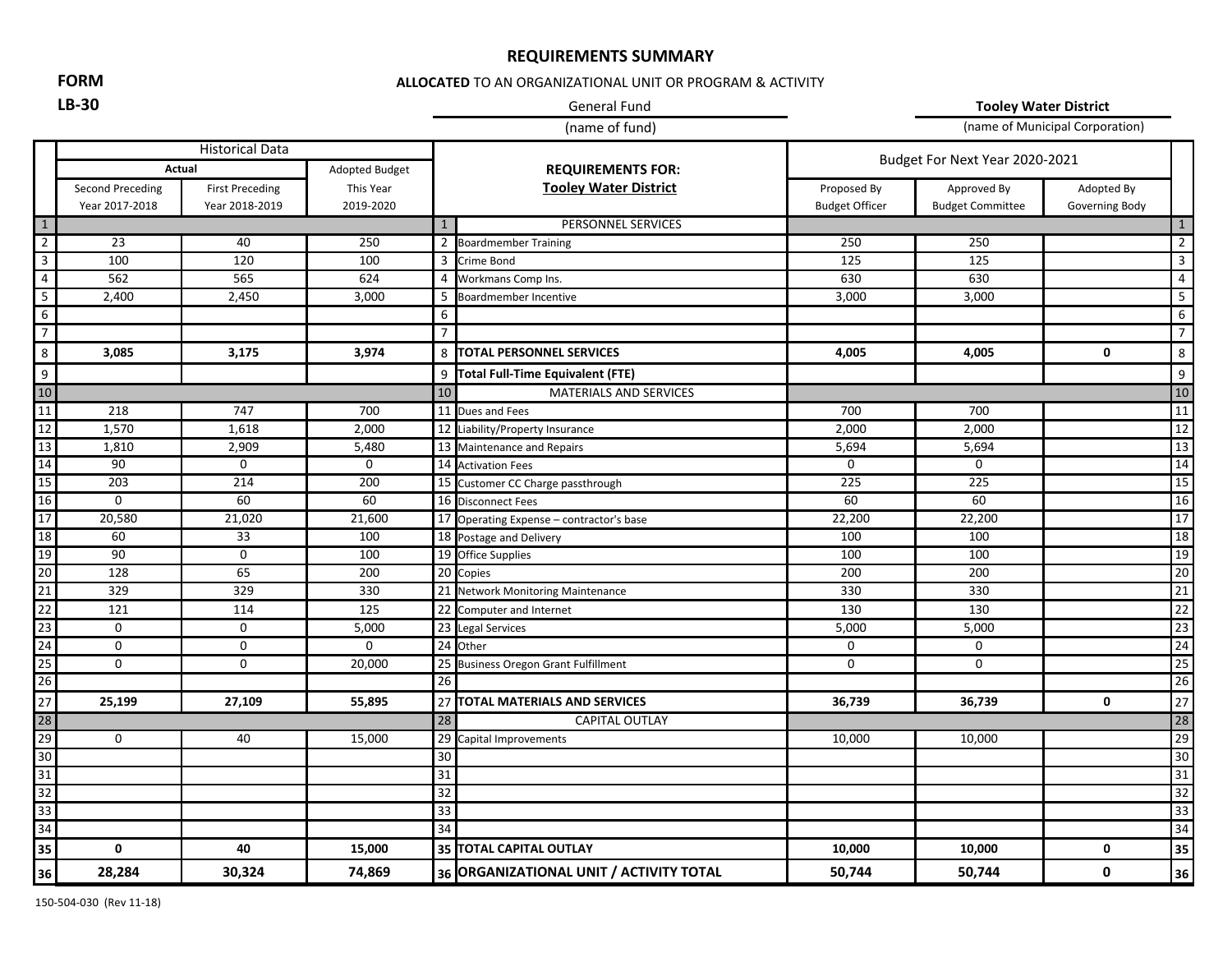# REQUIREMENTS SUMMARY

**FORM LB-30**

**ALLOCATED** TO AN ORGANIZATIONAL UNIT OR PROGRAM & ACTIVITY

General Fund
(name of fund)

**Tooley Water District**
(name of Municipal Corporation)

| | Historical Data | | | | REQUIREMENTS FOR: | Budget For Next Year 2020-2021 | | | |
|---|---|---|---|---|---|---|---|---|---|
| | Actual | | Adopted Budget | | **Tooley Water District** | | | | |
| | Second Preceding Year 2017-2018 | First Preceding Year 2018-2019 | This Year 2019-2020 | | | Proposed By Budget Officer | Approved By Budget Committee | Adopted By Governing Body | |
| 1 | | | | 1 | PERSONNEL SERVICES | | | | 1 |
| 2 | 23 | 40 | 250 | 2 | Boardmember Training | 250 | 250 | | 2 |
| 3 | 100 | 120 | 100 | 3 | Crime Bond | 125 | 125 | | 3 |
| 4 | 562 | 565 | 624 | 4 | Workmans Comp Ins. | 630 | 630 | | 4 |
| 5 | 2,400 | 2,450 | 3,000 | 5 | Boardmember Incentive | 3,000 | 3,000 | | 5 |
| 6 | | | | 6 | | | | | 6 |
| 7 | | | | 7 | | | | | 7 |
| 8 | **3,085** | **3,175** | **3,974** | 8 | **TOTAL PERSONNEL SERVICES** | **4,005** | **4,005** | **0** | 8 |
| 9 | | | | 9 | **Total Full-Time Equivalent (FTE)** | | | | 9 |
| 10 | | | | 10 | MATERIALS AND SERVICES | | | | 10 |
| 11 | 218 | 747 | 700 | 11 | Dues and Fees | 700 | 700 | | 11 |
| 12 | 1,570 | 1,618 | 2,000 | 12 | Liability/Property Insurance | 2,000 | 2,000 | | 12 |
| 13 | 1,810 | 2,909 | 5,480 | 13 | Maintenance and Repairs | 5,694 | 5,694 | | 13 |
| 14 | 90 | 0 | 0 | 14 | Activation Fees | 0 | 0 | | 14 |
| 15 | 203 | 214 | 200 | 15 | Customer CC Charge passthrough | 225 | 225 | | 15 |
| 16 | 0 | 60 | 60 | 16 | Disconnect Fees | 60 | 60 | | 16 |
| 17 | 20,580 | 21,020 | 21,600 | 17 | Operating Expense – contractor's base | 22,200 | 22,200 | | 17 |
| 18 | 60 | 33 | 100 | 18 | Postage and Delivery | 100 | 100 | | 18 |
| 19 | 90 | 0 | 100 | 19 | Office Supplies | 100 | 100 | | 19 |
| 20 | 128 | 65 | 200 | 20 | Copies | 200 | 200 | | 20 |
| 21 | 329 | 329 | 330 | 21 | Network Monitoring Maintenance | 330 | 330 | | 21 |
| 22 | 121 | 114 | 125 | 22 | Computer and Internet | 130 | 130 | | 22 |
| 23 | 0 | 0 | 5,000 | 23 | Legal Services | 5,000 | 5,000 | | 23 |
| 24 | 0 | 0 | 0 | 24 | Other | 0 | 0 | | 24 |
| 25 | 0 | 0 | 20,000 | 25 | Business Oregon Grant Fulfillment | 0 | 0 | | 25 |
| 26 | | | | 26 | | | | | 26 |
| 27 | **25,199** | **27,109** | **55,895** | 27 | **TOTAL MATERIALS AND SERVICES** | **36,739** | **36,739** | **0** | 27 |
| 28 | | | | 28 | CAPITAL OUTLAY | | | | 28 |
| 29 | 0 | 40 | 15,000 | 29 | Capital Improvements | 10,000 | 10,000 | | 29 |
| 30 | | | | 30 | | | | | 30 |
| 31 | | | | 31 | | | | | 31 |
| 32 | | | | 32 | | | | | 32 |
| 33 | | | | 33 | | | | | 33 |
| 34 | | | | 34 | | | | | 34 |
| 35 | **0** | **40** | **15,000** | 35 | **TOTAL CAPITAL OUTLAY** | **10,000** | **10,000** | **0** | 35 |
| 36 | **28,284** | **30,324** | **74,869** | 36 | **ORGANIZATIONAL UNIT / ACTIVITY TOTAL** | **50,744** | **50,744** | **0** | 36 |

150-504-030 (Rev 11-18)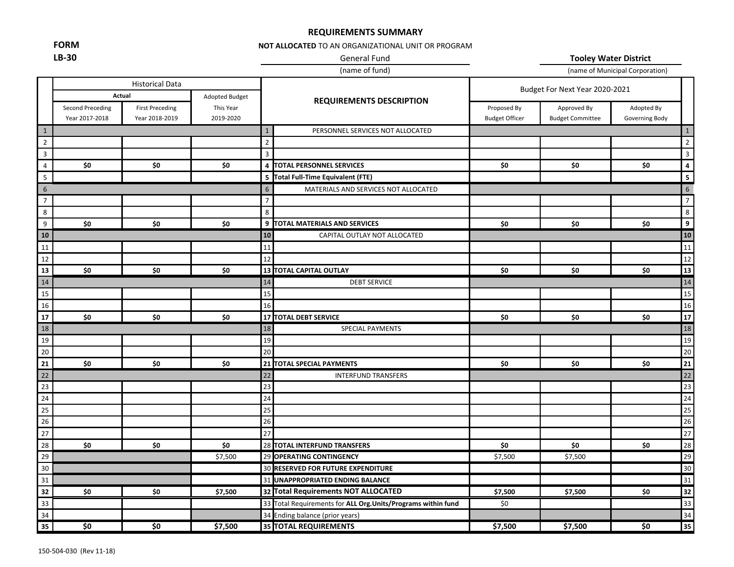# REQUIREMENTS SUMMARY

**FORM LB-30**

**NOT ALLOCATED** TO AN ORGANIZATIONAL UNIT OR PROGRAM

General Fund
(name of fund)

**Tooley Water District**
(name of Municipal Corporation)

| | Historical Data | | | | | Budget For Next Year 2020-2021 | | | |
|---|---|---|---|---|---|---|---|---|---|
| | Actual | | Adopted Budget | | **REQUIREMENTS DESCRIPTION** | | | | |
| | Second Preceding Year 2017-2018 | First Preceding Year 2018-2019 | This Year 2019-2020 | | | Proposed By Budget Officer | Approved By Budget Committee | Adopted By Governing Body | |
| 1 | | | | 1 | PERSONNEL SERVICES NOT ALLOCATED | | | | 1 |
| 2 | | | | 2 | | | | | 2 |
| 3 | | | | 3 | | | | | 3 |
| 4 | **$0** | **$0** | **$0** | 4 | **TOTAL PERSONNEL SERVICES** | **$0** | **$0** | **$0** | 4 |
| 5 | | | | 5 | **Total Full-Time Equivalent (FTE)** | | | | 5 |
| 6 | | | | 6 | MATERIALS AND SERVICES NOT ALLOCATED | | | | 6 |
| 7 | | | | 7 | | | | | 7 |
| 8 | | | | 8 | | | | | 8 |
| 9 | **$0** | **$0** | **$0** | 9 | **TOTAL MATERIALS AND SERVICES** | **$0** | **$0** | **$0** | 9 |
| 10 | | | | 10 | CAPITAL OUTLAY NOT ALLOCATED | | | | 10 |
| 11 | | | | 11 | | | | | 11 |
| 12 | | | | 12 | | | | | 12 |
| 13 | **$0** | **$0** | **$0** | 13 | **TOTAL CAPITAL OUTLAY** | **$0** | **$0** | **$0** | 13 |
| 14 | | | | 14 | DEBT SERVICE | | | | 14 |
| 15 | | | | 15 | | | | | 15 |
| 16 | | | | 16 | | | | | 16 |
| 17 | **$0** | **$0** | **$0** | 17 | **TOTAL DEBT SERVICE** | **$0** | **$0** | **$0** | 17 |
| 18 | | | | 18 | SPECIAL PAYMENTS | | | | 18 |
| 19 | | | | 19 | | | | | 19 |
| 20 | | | | 20 | | | | | 20 |
| 21 | **$0** | **$0** | **$0** | 21 | **TOTAL SPECIAL PAYMENTS** | **$0** | **$0** | **$0** | 21 |
| 22 | | | | 22 | INTERFUND TRANSFERS | | | | 22 |
| 23 | | | | 23 | | | | | 23 |
| 24 | | | | 24 | | | | | 24 |
| 25 | | | | 25 | | | | | 25 |
| 26 | | | | 26 | | | | | 26 |
| 27 | | | | 27 | | | | | 27 |
| 28 | **$0** | **$0** | **$0** | 28 | **TOTAL INTERFUND TRANSFERS** | **$0** | **$0** | **$0** | 28 |
| 29 | | | $7,500 | 29 | **OPERATING CONTINGENCY** | $7,500 | $7,500 | | 29 |
| 30 | | | | 30 | **RESERVED FOR FUTURE EXPENDITURE** | | | | 30 |
| 31 | | | | 31 | **UNAPPROPRIATED ENDING BALANCE** | | | | 31 |
| 32 | **$0** | **$0** | **$7,500** | 32 | **Total Requirements NOT ALLOCATED** | **$7,500** | **$7,500** | **$0** | 32 |
| 33 | | | | 33 | Total Requirements for **ALL Org.Units/Programs within fund** | $0 | | | 33 |
| 34 | | | | 34 | Ending balance (prior years) | | | | 34 |
| 35 | **$0** | **$0** | **$7,500** | 35 | **TOTAL REQUIREMENTS** | **$7,500** | **$7,500** | **$0** | 35 |

150-504-030 (Rev 11-18)